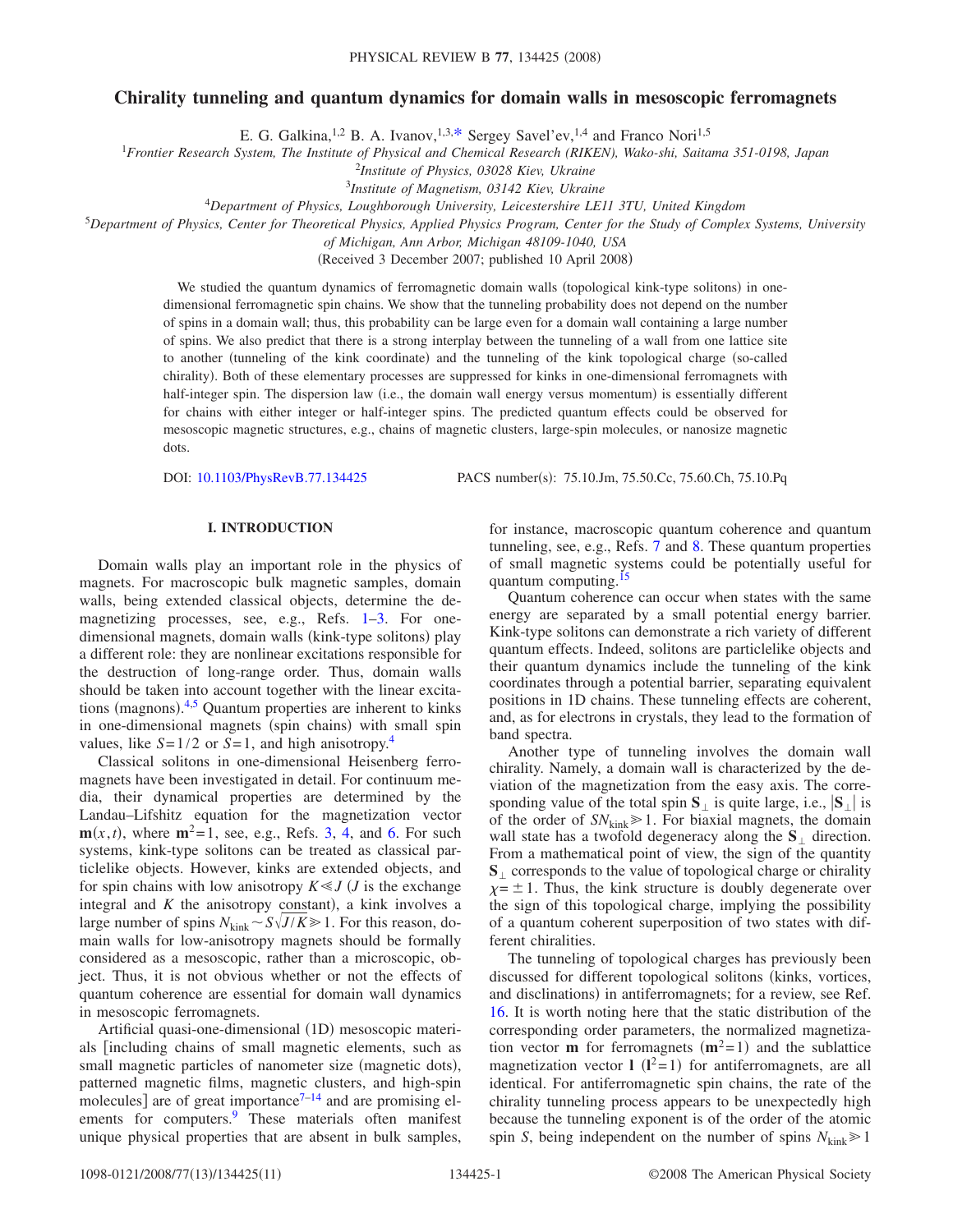# Chirality tunneling and quantum dynamics for domain walls in mesoscopic ferromagnets

E. G. Galkina,[1,2] B. A. Ivanov,[1,3,*] Sergey Savel'ev,[1,4] and Franco Nori[1,5]

[1]Frontier Research System, The Institute of Physical and Chemical Research (RIKEN), Wako-shi, Saitama 351-0198, Japan

[2]Institute of Physics, 03028 Kiev, Ukraine

[3]Institute of Magnetism, 03142 Kiev, Ukraine

[4]Department of Physics, Loughborough University, Leicestershire LE11 3TU, United Kingdom

[5]Department of Physics, Center for Theoretical Physics, Applied Physics Program, Center for the Study of Complex Systems, University of Michigan, Ann Arbor, Michigan 48109-1040, USA

(Received 3 December 2007; published 10 April 2008)

We studied the quantum dynamics of ferromagnetic domain walls (topological kink-type solitons) in one-dimensional ferromagnetic spin chains. We show that the tunneling probability does not depend on the number of spins in a domain wall; thus, this probability can be large even for a domain wall containing a large number of spins. We also predict that there is a strong interplay between the tunneling of a wall from one lattice site to another (tunneling of the kink coordinate) and the tunneling of the kink topological charge (so-called chirality). Both of these elementary processes are suppressed for kinks in one-dimensional ferromagnets with half-integer spin. The dispersion law (i.e., the domain wall energy versus momentum) is essentially different for chains with either integer or half-integer spins. The predicted quantum effects could be observed for mesoscopic magnetic structures, e.g., chains of magnetic clusters, large-spin molecules, or nanosize magnetic dots.

DOI: 10.1103/PhysRevB.77.134425 PACS number(s): 75.10.Jm, 75.50.Cc, 75.60.Ch, 75.10.Pq

## I. INTRODUCTION

Domain walls play an important role in the physics of magnets. For macroscopic bulk magnetic samples, domain walls, being extended classical objects, determine the demagnetizing processes, see, e.g., Refs. 1–3. For one-dimensional magnets, domain walls (kink-type solitons) play a different role: they are nonlinear excitations responsible for the destruction of long-range order. Thus, domain walls should be taken into account together with the linear excitations (magnons).[4,5] Quantum properties are inherent to kinks in one-dimensional magnets (spin chains) with small spin values, like $S=1/2$ or $S=1$, and high anisotropy.[4]

Classical solitons in one-dimensional Heisenberg ferromagnets have been investigated in detail. For continuum media, their dynamical properties are determined by the Landau–Lifshitz equation for the magnetization vector $\mathbf{m}(x,t)$, where $\mathbf{m}^2=1$, see, e.g., Refs. 3, 4, and 6. For such systems, kink-type solitons can be treated as classical particlelike objects. However, kinks are extended objects, and for spin chains with low anisotropy $K \ll J$ ($J$ is the exchange integral and $K$ the anisotropy constant), a kink involves a large number of spins $N_{\text{kink}} \sim S\sqrt{J/K} \gg 1$. For this reason, domain walls for low-anisotropy magnets should be formally considered as a mesoscopic, rather than a microscopic, object. Thus, it is not obvious whether or not the effects of quantum coherence are essential for domain wall dynamics in mesoscopic ferromagnets.

Artificial quasi-one-dimensional (1D) mesoscopic materials [including chains of small magnetic elements, such as small magnetic particles of nanometer size (magnetic dots), patterned magnetic films, magnetic clusters, and high-spin molecules] are of great importance[7–14] and are promising elements for computers.[9] These materials often manifest unique physical properties that are absent in bulk samples, for instance, macroscopic quantum coherence and quantum tunneling, see, e.g., Refs. 7 and 8. These quantum properties of small magnetic systems could be potentially useful for quantum computing.[15]

Quantum coherence can occur when states with the same energy are separated by a small potential energy barrier. Kink-type solitons can demonstrate a rich variety of different quantum effects. Indeed, solitons are particlelike objects and their quantum dynamics include the tunneling of the kink coordinates through a potential barrier, separating equivalent positions in 1D chains. These tunneling effects are coherent, and, as for electrons in crystals, they lead to the formation of band spectra.

Another type of tunneling involves the domain wall chirality. Namely, a domain wall is characterized by the deviation of the magnetization from the easy axis. The corresponding value of the total spin $\mathbf{S}_\perp$ is quite large, i.e., $|\mathbf{S}_\perp|$ is of the order of $SN_{\text{kink}} \gg 1$. For biaxial magnets, the domain wall state has a twofold degeneracy along the $\mathbf{S}_\perp$ direction. From a mathematical point of view, the sign of the quantity $\mathbf{S}_\perp$ corresponds to the value of topological charge or chirality $\chi=\pm 1$. Thus, the kink structure is doubly degenerate over the sign of this topological charge, implying the possibility of a quantum coherent superposition of two states with different chiralities.

The tunneling of topological charges has previously been discussed for different topological solitons (kinks, vortices, and disclinations) in antiferromagnets; for a review, see Ref. 16. It is worth noting here that the static distribution of the corresponding order parameters, the normalized magnetization vector $\mathbf{m}$ for ferromagnets ($\mathbf{m}^2=1$) and the sublattice magnetization vector $\mathbf{l}$ ($\mathbf{l}^2=1$) for antiferromagnets, are all identical. For antiferromagnetic spin chains, the rate of the chirality tunneling process appears to be unexpectedly high because the tunneling exponent is of the order of the atomic spin $S$, being independent on the number of spins $N_{\text{kink}} \gg 1$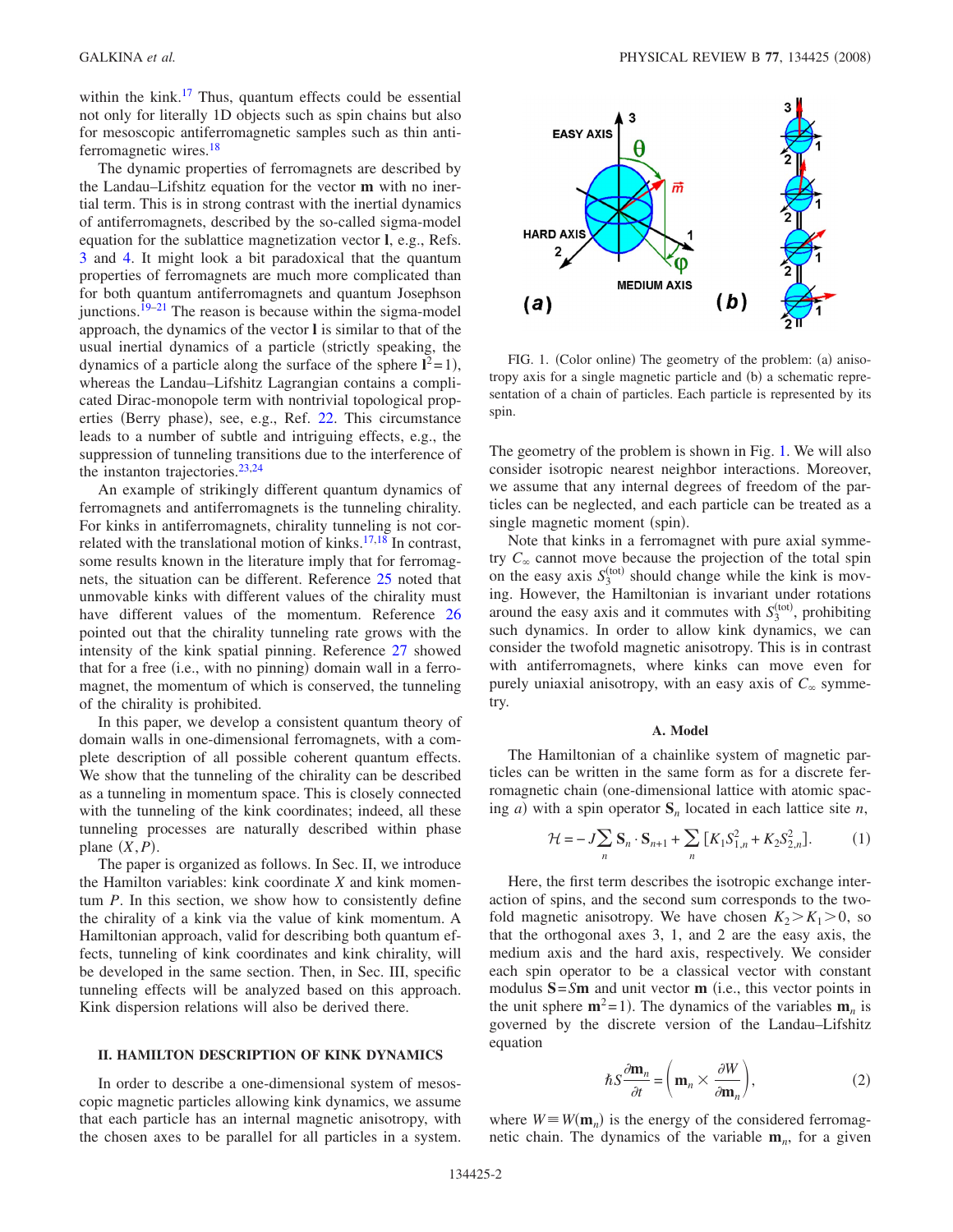within the kink.[17] Thus, quantum effects could be essential not only for literally 1D objects such as spin chains but also for mesoscopic antiferromagnetic samples such as thin antiferromagnetic wires.[18]

The dynamic properties of ferromagnets are described by the Landau–Lifshitz equation for the vector $\mathbf{m}$ with no inertial term. This is in strong contrast with the inertial dynamics of antiferromagnets, described by the so-called sigma-model equation for the sublattice magnetization vector $\mathbf{l}$, e.g., Refs. 3 and 4. It might look a bit paradoxical that the quantum properties of ferromagnets are much more complicated than for both quantum antiferromagnets and quantum Josephson junctions.[19–21] The reason is because within the sigma-model approach, the dynamics of the vector $\mathbf{l}$ is similar to that of the usual inertial dynamics of a particle (strictly speaking, the dynamics of a particle along the surface of the sphere $\mathbf{l}^2=1$), whereas the Landau–Lifshitz Lagrangian contains a complicated Dirac-monopole term with nontrivial topological properties (Berry phase), see, e.g., Ref. 22. This circumstance leads to a number of subtle and intriguing effects, e.g., the suppression of tunneling transitions due to the interference of the instanton trajectories.[23,24]

An example of strikingly different quantum dynamics of ferromagnets and antiferromagnets is the tunneling chirality. For kinks in antiferromagnets, chirality tunneling is not correlated with the translational motion of kinks.[17,18] In contrast, some results known in the literature imply that for ferromagnets, the situation can be different. Reference 25 noted that unmovable kinks with different values of the chirality must have different values of the momentum. Reference 26 pointed out that the chirality tunneling rate grows with the intensity of the kink spatial pinning. Reference 27 showed that for a free (i.e., with no pinning) domain wall in a ferromagnet, the momentum of which is conserved, the tunneling of the chirality is prohibited.

In this paper, we develop a consistent quantum theory of domain walls in one-dimensional ferromagnets, with a complete description of all possible coherent quantum effects. We show that the tunneling of the chirality can be described as a tunneling in momentum space. This is closely connected with the tunneling of the kink coordinates; indeed, all these tunneling processes are naturally described within phase plane $(X,P)$.

The paper is organized as follows. In Sec. II, we introduce the Hamilton variables: kink coordinate $X$ and kink momentum $P$. In this section, we show how to consistently define the chirality of a kink via the value of kink momentum. A Hamiltonian approach, valid for describing both quantum effects, tunneling of kink coordinates and kink chirality, will be developed in the same section. Then, in Sec. III, specific tunneling effects will be analyzed based on this approach. Kink dispersion relations will also be derived there.

## II. HAMILTON DESCRIPTION OF KINK DYNAMICS

In order to describe a one-dimensional system of mesoscopic magnetic particles allowing kink dynamics, we assume that each particle has an internal magnetic anisotropy, with the chosen axes to be parallel for all particles in a system.

FIG. 1. (Color online) The geometry of the problem: (a) anisotropy axis for a single magnetic particle and (b) a schematic representation of a chain of particles. Each particle is represented by its spin.

The geometry of the problem is shown in Fig. 1. We will also consider isotropic nearest neighbor interactions. Moreover, we assume that any internal degrees of freedom of the particles can be neglected, and each particle can be treated as a single magnetic moment (spin).

Note that kinks in a ferromagnet with pure axial symmetry $C_\infty$ cannot move because the projection of the total spin on the easy axis $S_3^{(\mathrm{tot})}$ should change while the kink is moving. However, the Hamiltonian is invariant under rotations around the easy axis and it commutes with $S_3^{(\mathrm{tot})}$, prohibiting such dynamics. In order to allow kink dynamics, we can consider the twofold magnetic anisotropy. This is in contrast with antiferromagnets, where kinks can move even for purely uniaxial anisotropy, with an easy axis of $C_\infty$ symmetry.

### A. Model

The Hamiltonian of a chainlike system of magnetic particles can be written in the same form as for a discrete ferromagnetic chain (one-dimensional lattice with atomic spacing $a$) with a spin operator $\mathbf{S}_n$ located in each lattice site $n$,

$$\mathcal{H} = -J\sum_n \mathbf{S}_n\cdot\mathbf{S}_{n+1} + \sum_n [K_1 S_{1,n}^2 + K_2 S_{2,n}^2]. \tag{1}$$

Here, the first term describes the isotropic exchange interaction of spins, and the second sum corresponds to the twofold magnetic anisotropy. We have chosen $K_2 > K_1 > 0$, so that the orthogonal axes 3, 1, and 2 are the easy axis, the medium axis and the hard axis, respectively. We consider each spin operator to be a classical vector with constant modulus $\mathbf{S}=S\mathbf{m}$ and unit vector $\mathbf{m}$ (i.e., this vector points in the unit sphere $\mathbf{m}^2=1$). The dynamics of the variables $\mathbf{m}_n$ is governed by the discrete version of the Landau–Lifshitz equation

$$\hbar S\frac{\partial \mathbf{m}_n}{\partial t} = \left(\mathbf{m}_n \times \frac{\partial W}{\partial \mathbf{m}_n}\right), \tag{2}$$

where $W \equiv W(\mathbf{m}_n)$ is the energy of the considered ferromagnetic chain. The dynamics of the variable $\mathbf{m}_n$, for a given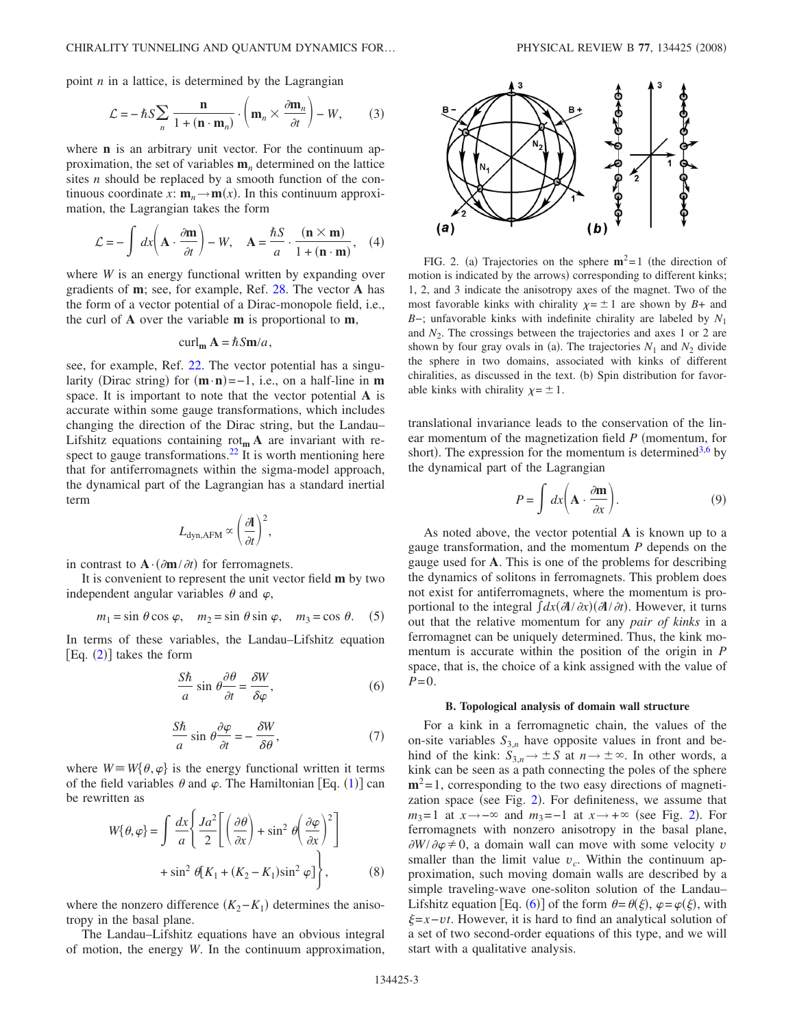point $n$ in a lattice, is determined by the Lagrangian

$$\mathcal{L} = -\hbar S \sum_n \frac{\mathbf{n}}{1+(\mathbf{n}\cdot\mathbf{m}_n)} \cdot \left(\mathbf{m}_n \times \frac{\partial \mathbf{m}_n}{\partial t}\right) - W, \tag{3}$$

where $\mathbf{n}$ is an arbitrary unit vector. For the continuum approximation, the set of variables $\mathbf{m}_n$ determined on the lattice sites $n$ should be replaced by a smooth function of the continuous coordinate $x$: $\mathbf{m}_n \to \mathbf{m}(x)$. In this continuum approximation, the Lagrangian takes the form

$$\mathcal{L} = -\int dx\left(\mathbf{A}\cdot\frac{\partial \mathbf{m}}{\partial t}\right) - W, \quad \mathbf{A} = \frac{\hbar S}{a}\cdot\frac{(\mathbf{n}\times\mathbf{m})}{1+(\mathbf{n}\cdot\mathbf{m})}, \tag{4}$$

where $W$ is an energy functional written by expanding over gradients of $\mathbf{m}$; see, for example, Ref. 28. The vector $\mathbf{A}$ has the form of a vector potential of a Dirac-monopole field, i.e., the curl of $\mathbf{A}$ over the variable $\mathbf{m}$ is proportional to $\mathbf{m}$,

$$\text{curl}_{\mathbf{m}}\,\mathbf{A} = \hbar S \mathbf{m}/a,$$

see, for example, Ref. 22. The vector potential has a singularity (Dirac string) for $(\mathbf{m}\cdot\mathbf{n}) = -1$, i.e., on a half-line in $\mathbf{m}$ space. It is important to note that the vector potential $\mathbf{A}$ is accurate within some gauge transformations, which includes changing the direction of the Dirac string, but the Landau–Lifshitz equations containing $\text{rot}_{\mathbf{m}}\,\mathbf{A}$ are invariant with respect to gauge transformations.[22] It is worth mentioning here that for antiferromagnets within the sigma-model approach, the dynamical part of the Lagrangian has a standard inertial term

$$L_{\text{dyn,AFM}} \propto \left(\frac{\partial \mathbf{l}}{\partial t}\right)^2,$$

in contrast to $\mathbf{A}\cdot(\partial \mathbf{m}/\partial t)$ for ferromagnets.

It is convenient to represent the unit vector field $\mathbf{m}$ by two independent angular variables $\theta$ and $\varphi$,

$$m_1 = \sin\theta\cos\varphi, \quad m_2 = \sin\theta\sin\varphi, \quad m_3 = \cos\theta. \tag{5}$$

In terms of these variables, the Landau–Lifshitz equation [Eq. (2)] takes the form

$$\frac{S\hbar}{a}\sin\theta\frac{\partial\theta}{\partial t} = \frac{\delta W}{\delta\varphi}, \tag{6}$$

$$\frac{S\hbar}{a}\sin\theta\frac{\partial\varphi}{\partial t} = -\frac{\delta W}{\delta\theta}, \tag{7}$$

where $W \equiv W\{\theta,\varphi\}$ is the energy functional written it terms of the field variables $\theta$ and $\varphi$. The Hamiltonian [Eq. (1)] can be rewritten as

$$W\{\theta,\varphi\} = \int \frac{dx}{a}\left\{\frac{Ja^2}{2}\left[\left(\frac{\partial\theta}{\partial x}\right) + \sin^2\theta\left(\frac{\partial\varphi}{\partial x}\right)^2\right] + \sin^2\theta[K_1 + (K_2-K_1)\sin^2\varphi]\right\}, \tag{8}$$

where the nonzero difference $(K_2-K_1)$ determines the anisotropy in the basal plane.

The Landau–Lifshitz equations have an obvious integral of motion, the energy $W$. In the continuum approximation, translational invariance leads to the conservation of the linear momentum of the magnetization field $P$ (momentum, for short). The expression for the momentum is determined[3,6] by the dynamical part of the Lagrangian

$$P = \int dx\left(\mathbf{A}\cdot\frac{\partial\mathbf{m}}{\partial x}\right). \tag{9}$$

FIG. 2. (a) Trajectories on the sphere $\mathbf{m}^2=1$ (the direction of motion is indicated by the arrows) corresponding to different kinks; 1, 2, and 3 indicate the anisotropy axes of the magnet. Two of the most favorable kinks with chirality $\chi = \pm 1$ are shown by $B+$ and $B-$; unfavorable kinks with indefinite chirality are labeled by $N_1$ and $N_2$. The crossings between the trajectories and axes 1 or 2 are shown by four gray ovals in (a). The trajectories $N_1$ and $N_2$ divide the sphere in two domains, associated with kinks of different chiralities, as discussed in the text. (b) Spin distribution for favorable kinks with chirality $\chi = \pm 1$.

As noted above, the vector potential $\mathbf{A}$ is known up to a gauge transformation, and the momentum $P$ depends on the gauge used for $\mathbf{A}$. This is one of the problems for describing the dynamics of solitons in ferromagnets. This problem does not exist for antiferromagnets, where the momentum is proportional to the integral $\int dx(\partial\mathbf{l}/\partial x)(\partial\mathbf{l}/\partial t)$. However, it turns out that the relative momentum for any *pair of kinks* in a ferromagnet can be uniquely determined. Thus, the kink momentum is accurate within the position of the origin in $P$ space, that is, the choice of a kink assigned with the value of $P=0$.

### B. Topological analysis of domain wall structure

For a kink in a ferromagnetic chain, the values of the on-site variables $S_{3,n}$ have opposite values in front and behind of the kink: $S_{3,n} \to \pm S$ at $n \to \pm\infty$. In other words, a kink can be seen as a path connecting the poles of the sphere $\mathbf{m}^2=1$, corresponding to the two easy directions of magnetization space (see Fig. 2). For definiteness, we assume that $m_3=1$ at $x\to-\infty$ and $m_3=-1$ at $x\to+\infty$ (see Fig. 2). For ferromagnets with nonzero anisotropy in the basal plane, $\partial W/\partial\varphi \neq 0$, a domain wall can move with some velocity $v$ smaller than the limit value $v_c$. Within the continuum approximation, such moving domain walls are described by a simple traveling-wave one-soliton solution of the Landau–Lifshitz equation [Eq. (6)] of the form $\theta=\theta(\xi)$, $\varphi=\varphi(\xi)$, with $\xi=x-vt$. However, it is hard to find an analytical solution of a set of two second-order equations of this type, and we will start with a qualitative analysis.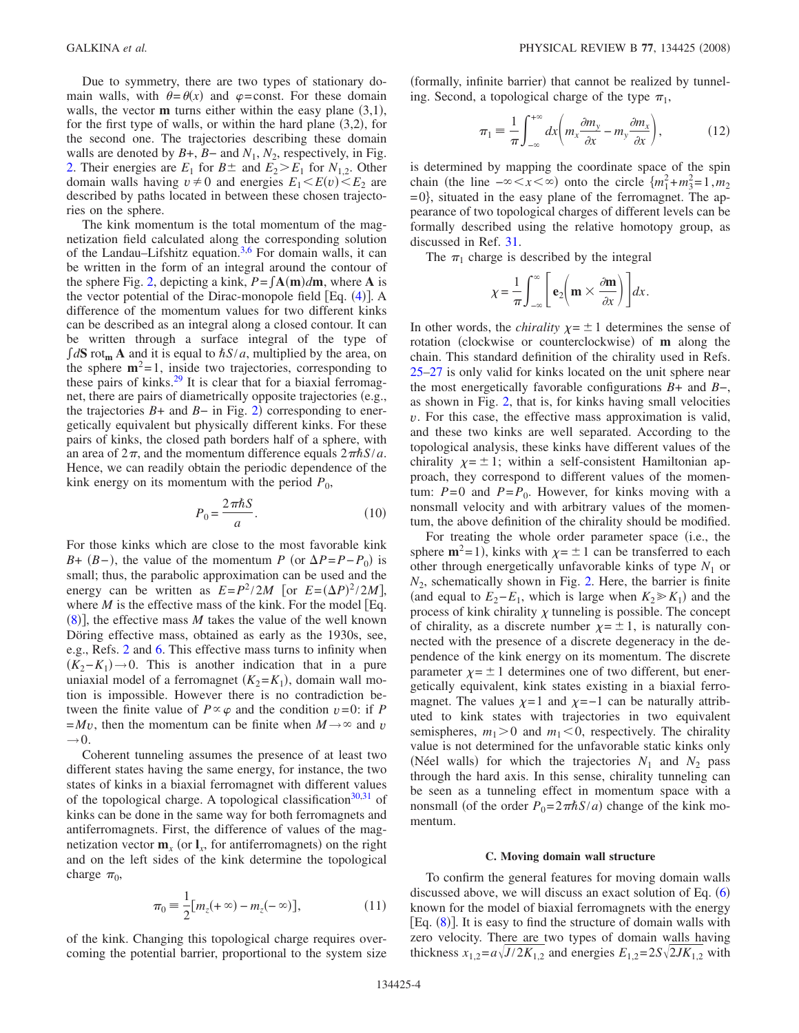Due to symmetry, there are two types of stationary domain walls, with $\theta=\theta(x)$ and $\varphi=\text{const}$. For these domain walls, the vector $\mathbf{m}$ turns either within the easy plane (3,1), for the first type of walls, or within the hard plane (3,2), for the second one. The trajectories describing these domain walls are denoted by $B+$, $B-$ and $N_1$, $N_2$, respectively, in Fig. 2. Their energies are $E_1$ for $B\pm$ and $E_2>E_1$ for $N_{1,2}$. Other domain walls having $v\neq 0$ and energies $E_1<E(v)<E_2$ are described by paths located in between these chosen trajectories on the sphere.

The kink momentum is the total momentum of the magnetization field calculated along the corresponding solution of the Landau–Lifshitz equation.[3,6] For domain walls, it can be written in the form of an integral around the contour of the sphere Fig. 2, depicting a kink, $P=\int \mathbf{A}(\mathbf{m})d\mathbf{m}$, where $\mathbf{A}$ is the vector potential of the Dirac-monopole field [Eq. (4)]. A difference of the momentum values for two different kinks can be described as an integral along a closed contour. It can be written through a surface integral of the type of $\int d\mathbf{S}\,\text{rot}_{\mathbf{m}}\mathbf{A}$ and it is equal to $\hbar S/a$, multiplied by the area, on the sphere $\mathbf{m}^2=1$, inside two trajectories, corresponding to these pairs of kinks.[29] It is clear that for a biaxial ferromagnet, there are pairs of diametrically opposite trajectories (e.g., the trajectories $B+$ and $B-$ in Fig. 2) corresponding to energetically equivalent but physically different kinks. For these pairs of kinks, the closed path borders half of a sphere, with an area of $2\pi$, and the momentum difference equals $2\pi\hbar S/a$. Hence, we can readily obtain the periodic dependence of the kink energy on its momentum with the period $P_0$,

$$P_0=\frac{2\pi\hbar S}{a}. \tag{10}$$

For those kinks which are close to the most favorable kink $B+$ ($B-$), the value of the momentum $P$ (or $\Delta P=P-P_0$) is small; thus, the parabolic approximation can be used and the energy can be written as $E=P^2/2M$ [or $E=(\Delta P)^2/2M$], where $M$ is the effective mass of the kink. For the model [Eq. (8)], the effective mass $M$ takes the value of the well known Döring effective mass, obtained as early as the 1930s, see, e.g., Refs. 2 and 6. This effective mass turns to infinity when $(K_2-K_1)\to 0$. This is another indication that in a pure uniaxial model of a ferromagnet ($K_2=K_1$), domain wall motion is impossible. However there is no contradiction between the finite value of $P\propto\varphi$ and the condition $v=0$: if $P=Mv$, then the momentum can be finite when $M\to\infty$ and $v\to 0$.

Coherent tunneling assumes the presence of at least two different states having the same energy, for instance, the two states of kinks in a biaxial ferromagnet with different values of the topological charge. A topological classification[30,31] of kinks can be done in the same way for both ferromagnets and antiferromagnets. First, the difference of values of the magnetization vector $\mathbf{m}_x$ (or $\mathbf{l}_x$, for antiferromagnets) on the right and on the left sides of the kink determine the topological charge $\pi_0$,

$$\pi_0\equiv\frac{1}{2}[m_z(+\infty)-m_z(-\infty)], \tag{11}$$

of the kink. Changing this topological charge requires overcoming the potential barrier, proportional to the system size (formally, infinite barrier) that cannot be realized by tunneling. Second, a topological charge of the type $\pi_1$,

$$\pi_1\equiv\frac{1}{\pi}\int_{-\infty}^{+\infty}dx\left(m_x\frac{\partial m_y}{\partial x}-m_y\frac{\partial m_x}{\partial x}\right), \tag{12}$$

is determined by mapping the coordinate space of the spin chain (the line $-\infty<x<\infty$) onto the circle $\{m_1^2+m_3^2=1, m_2=0\}$, situated in the easy plane of the ferromagnet. The appearance of two topological charges of different levels can be formally described using the relative homotopy group, as discussed in Ref. 31.

The $\pi_1$ charge is described by the integral

$$\chi=\frac{1}{\pi}\int_{-\infty}^{\infty}\left[\mathbf{e}_2\left(\mathbf{m}\times\frac{\partial\mathbf{m}}{\partial x}\right)\right]dx.$$

In other words, the *chirality* $\chi=\pm 1$ determines the sense of rotation (clockwise or counterclockwise) of $\mathbf{m}$ along the chain. This standard definition of the chirality used in Refs. 25–27 is only valid for kinks located on the unit sphere near the most energetically favorable configurations $B+$ and $B-$, as shown in Fig. 2, that is, for kinks having small velocities $v$. For this case, the effective mass approximation is valid, and these two kinks are well separated. According to the topological analysis, these kinks have different values of the chirality $\chi=\pm 1$; within a self-consistent Hamiltonian approach, they correspond to different values of the momentum: $P=0$ and $P=P_0$. However, for kinks moving with a nonsmall velocity and with arbitrary values of the momentum, the above definition of the chirality should be modified.

For treating the whole order parameter space (i.e., the sphere $\mathbf{m}^2=1$), kinks with $\chi=\pm 1$ can be transferred to each other through energetically unfavorable kinks of type $N_1$ or $N_2$, schematically shown in Fig. 2. Here, the barrier is finite (and equal to $E_2-E_1$, which is large when $K_2\gg K_1$) and the process of kink chirality $\chi$ tunneling is possible. The concept of chirality, as a discrete number $\chi=\pm 1$, is naturally connected with the presence of a discrete degeneracy in the dependence of the kink energy on its momentum. The discrete parameter $\chi=\pm 1$ determines one of two different, but energetically equivalent, kink states existing in a biaxial ferromagnet. The values $\chi=1$ and $\chi=-1$ can be naturally attributed to kink states with trajectories in two equivalent semispheres, $m_1>0$ and $m_1<0$, respectively. The chirality value is not determined for the unfavorable static kinks only (Néel walls) for which the trajectories $N_1$ and $N_2$ pass through the hard axis. In this sense, chirality tunneling can be seen as a tunneling effect in momentum space with a nonsmall (of the order $P_0=2\pi\hbar S/a$) change of the kink momentum.

### C. Moving domain wall structure

To confirm the general features for moving domain walls discussed above, we will discuss an exact solution of Eq. (6) known for the model of biaxial ferromagnets with the energy [Eq. (8)]. It is easy to find the structure of domain walls with zero velocity. There are two types of domain walls having thickness $x_{1,2}=a\sqrt{J/2K_{1,2}}$ and energies $E_{1,2}=2S\sqrt{2JK_{1,2}}$ with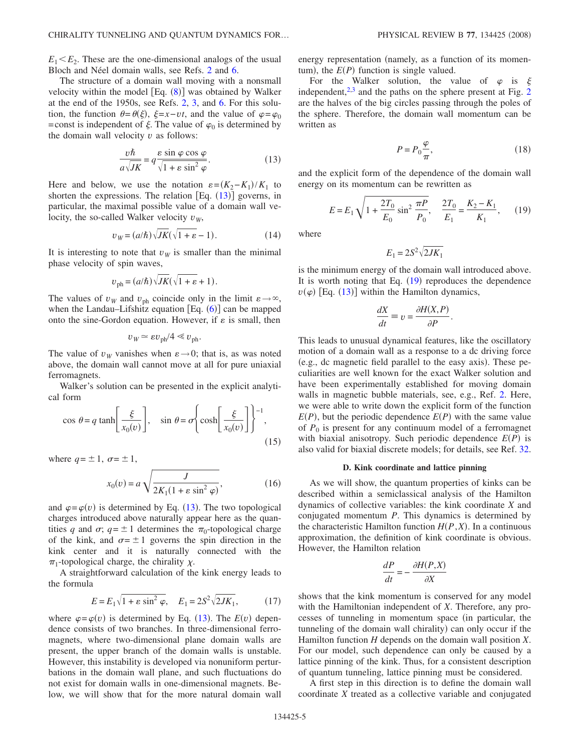$E_1 < E_2$. These are the one-dimensional analogs of the usual Bloch and Néel domain walls, see Refs. 2 and 6.

The structure of a domain wall moving with a nonsmall velocity within the model [Eq. (8)] was obtained by Walker at the end of the 1950s, see Refs. 2, 3, and 6. For this solution, the function $\theta = \theta(\xi)$, $\xi = x - vt$, and the value of $\varphi = \varphi_0 = \text{const}$ is independent of $\xi$. The value of $\varphi_0$ is determined by the domain wall velocity $v$ as follows:

$$\frac{v\hbar}{a\sqrt{JK}} = q\frac{\varepsilon \sin\varphi \cos\varphi}{\sqrt{1+\varepsilon \sin^2\varphi}}. \tag{13}$$

Here and below, we use the notation $\varepsilon = (K_2 - K_1)/K_1$ to shorten the expressions. The relation [Eq. (13)] governs, in particular, the maximal possible value of a domain wall velocity, the so-called Walker velocity $v_W$,

$$v_W = (a/\hbar)\sqrt{JK}(\sqrt{1+\varepsilon} - 1). \tag{14}$$

It is interesting to note that $v_W$ is smaller than the minimal phase velocity of spin waves,

$$v_{\text{ph}} = (a/\hbar)\sqrt{JK}(\sqrt{1+\varepsilon} + 1).$$

The values of $v_W$ and $v_{\text{ph}}$ coincide only in the limit $\varepsilon \to \infty$, when the Landau–Lifshitz equation [Eq. (6)] can be mapped onto the sine-Gordon equation. However, if $\varepsilon$ is small, then

$$v_W \simeq \varepsilon v_{\text{ph}}/4 \ll v_{\text{ph}}.$$

The value of $v_W$ vanishes when $\varepsilon \to 0$; that is, as was noted above, the domain wall cannot move at all for pure uniaxial ferromagnets.

Walker's solution can be presented in the explicit analytical form

$$\cos\theta = q\tanh\left[\frac{\xi}{x_0(v)}\right], \quad \sin\theta = \sigma\left\{\cosh\left[\frac{\xi}{x_0(v)}\right]\right\}^{-1}, \tag{15}$$

where $q = \pm 1$, $\sigma = \pm 1$,

$$x_0(v) = a\sqrt{\frac{J}{2K_1(1+\varepsilon\sin^2\varphi)}}, \tag{16}$$

and $\varphi = \varphi(v)$ is determined by Eq. (13). The two topological charges introduced above naturally appear here as the quantities $q$ and $\sigma$; $q = \pm 1$ determines the $\pi_0$-topological charge of the kink, and $\sigma = \pm 1$ governs the spin direction in the kink center and it is naturally connected with the $\pi_1$-topological charge, the chirality $\chi$.

A straightforward calculation of the kink energy leads to the formula

$$E = E_1\sqrt{1+\varepsilon\sin^2\varphi}, \quad E_1 = 2S^2\sqrt{2JK_1}, \tag{17}$$

where $\varphi = \varphi(v)$ is determined by Eq. (13). The $E(v)$ dependence consists of two branches. In three-dimensional ferromagnets, where two-dimensional plane domain walls are present, the upper branch of the domain walls is unstable. However, this instability is developed via nonuniform perturbations in the domain wall plane, and such fluctuations do not exist for domain walls in one-dimensional magnets. Below, we will show that for the more natural domain wall energy representation (namely, as a function of its momentum), the $E(P)$ function is single valued.

For the Walker solution, the value of $\varphi$ is $\xi$ independent,[2,3] and the paths on the sphere present at Fig. 2 are the halves of the big circles passing through the poles of the sphere. Therefore, the domain wall momentum can be written as

$$P = P_0\frac{\varphi}{\pi}, \tag{18}$$

and the explicit form of the dependence of the domain wall energy on its momentum can be rewritten as

$$E = E_1\sqrt{1 + \frac{2T_0}{E_0}\sin^2\frac{\pi P}{P_0}}, \quad \frac{2T_0}{E_1} = \frac{K_2 - K_1}{K_1}, \tag{19}$$

where

$$E_1 = 2S^2\sqrt{2JK_1}$$

is the minimum energy of the domain wall introduced above. It is worth noting that Eq. (19) reproduces the dependence $v(\varphi)$ [Eq. (13)] within the Hamilton dynamics,

$$\frac{dX}{dt} \equiv v = \frac{\partial H(X,P)}{\partial P}.$$

This leads to unusual dynamical features, like the oscillatory motion of a domain wall as a response to a dc driving force (e.g., dc magnetic field parallel to the easy axis). These peculiarities are well known for the exact Walker solution and have been experimentally established for moving domain walls in magnetic bubble materials, see, e.g., Ref. 2. Here, we were able to write down the explicit form of the function $E(P)$, but the periodic dependence $E(P)$ with the same value of $P_0$ is present for any continuum model of a ferromagnet with biaxial anisotropy. Such periodic dependence $E(P)$ is also valid for biaxial discrete models; for details, see Ref. 32.

### D. Kink coordinate and lattice pinning

As we will show, the quantum properties of kinks can be described within a semiclassical analysis of the Hamilton dynamics of collective variables: the kink coordinate $X$ and conjugated momentum $P$. This dynamics is determined by the characteristic Hamilton function $H(P,X)$. In a continuous approximation, the definition of kink coordinate is obvious. However, the Hamilton relation

$$\frac{dP}{dt} = -\frac{\partial H(P,X)}{\partial X}$$

shows that the kink momentum is conserved for any model with the Hamiltonian independent of $X$. Therefore, any processes of tunneling in momentum space (in particular, the tunneling of the domain wall chirality) can only occur if the Hamilton function $H$ depends on the domain wall position $X$. For our model, such dependence can only be caused by a lattice pinning of the kink. Thus, for a consistent description of quantum tunneling, lattice pinning must be considered.

A first step in this direction is to define the domain wall coordinate $X$ treated as a collective variable and conjugated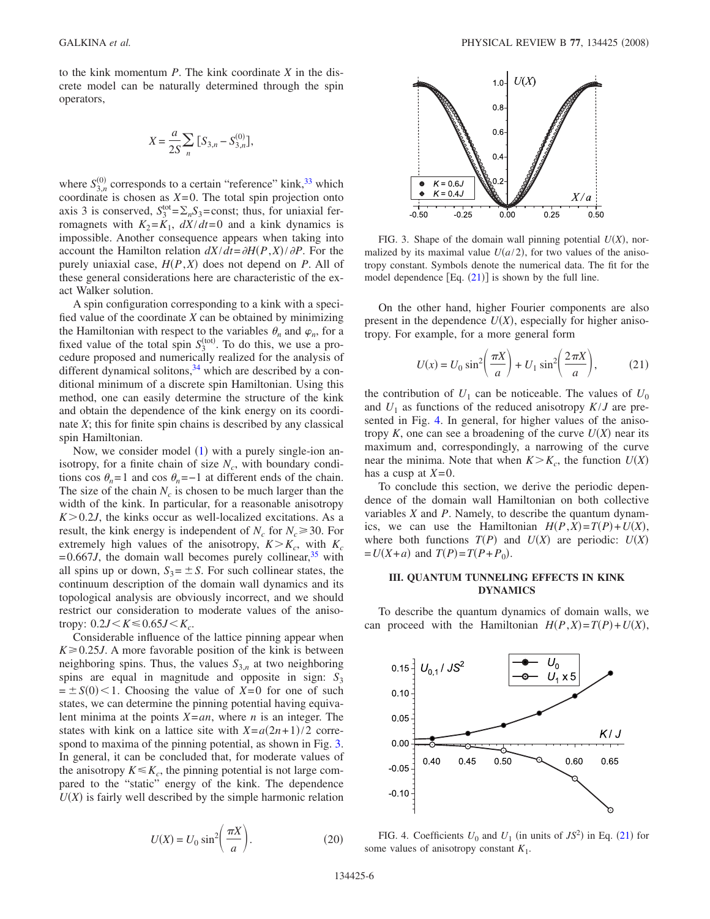to the kink momentum $P$. The kink coordinate $X$ in the discrete model can be naturally determined through the spin operators,

$$X = \frac{a}{2S}\sum_n [S_{3,n} - S_{3,n}^{(0)}],$$

where $S_{3,n}^{(0)}$ corresponds to a certain "reference" kink,[33] which coordinate is chosen as $X=0$. The total spin projection onto axis 3 is conserved, $S_3^{\text{tot}} = \Sigma_n S_3 = \text{const}$; thus, for uniaxial ferromagnets with $K_2 = K_1$, $dX/dt = 0$ and a kink dynamics is impossible. Another consequence appears when taking into account the Hamilton relation $dX/dt = \partial H(P,X)/\partial P$. For the purely uniaxial case, $H(P,X)$ does not depend on $P$. All of these general considerations here are characteristic of the exact Walker solution.

A spin configuration corresponding to a kink with a specified value of the coordinate $X$ can be obtained by minimizing the Hamiltonian with respect to the variables $\theta_n$ and $\varphi_n$, for a fixed value of the total spin $S_3^{(\text{tot})}$. To do this, we use a procedure proposed and numerically realized for the analysis of different dynamical solitons,[34] which are described by a conditional minimum of a discrete spin Hamiltonian. Using this method, one can easily determine the structure of the kink and obtain the dependence of the kink energy on its coordinate $X$; this for finite spin chains is described by any classical spin Hamiltonian.

Now, we consider model (1) with a purely single-ion anisotropy, for a finite chain of size $N_c$, with boundary conditions $\cos\theta_n = 1$ and $\cos\theta_n = -1$ at different ends of the chain. The size of the chain $N_c$ is chosen to be much larger than the width of the kink. In particular, for a reasonable anisotropy $K > 0.2J$, the kinks occur as well-localized excitations. As a result, the kink energy is independent of $N_c$ for $N_c \geqslant 30$. For extremely high values of the anisotropy, $K > K_c$, with $K_c = 0.667J$, the domain wall becomes purely collinear,[35] with all spins up or down, $S_3 = \pm S$. For such collinear states, the continuum description of the domain wall dynamics and its topological analysis are obviously incorrect, and we should restrict our consideration to moderate values of the anisotropy: $0.2J < K \leqslant 0.65J < K_c$.

Considerable influence of the lattice pinning appear when $K \geqslant 0.25J$. A more favorable position of the kink is between neighboring spins. Thus, the values $S_{3,n}$ at two neighboring spins are equal in magnitude and opposite in sign: $S_3 = \pm S(0) < 1$. Choosing the value of $X=0$ for one of such states, we can determine the pinning potential having equivalent minima at the points $X = an$, where $n$ is an integer. The states with kink on a lattice site with $X = a(2n+1)/2$ correspond to maxima of the pinning potential, as shown in Fig. 3. In general, it can be concluded that, for moderate values of the anisotropy $K \leqslant K_c$, the pinning potential is not large compared to the "static" energy of the kink. The dependence $U(X)$ is fairly well described by the simple harmonic relation

$$U(X) = U_0 \sin^2\left(\frac{\pi X}{a}\right). \tag{20}$$

FIG. 3. Shape of the domain wall pinning potential $U(X)$, normalized by its maximal value $U(a/2)$, for two values of the anisotropy constant. Symbols denote the numerical data. The fit for the model dependence [Eq. (21)] is shown by the full line.

On the other hand, higher Fourier components are also present in the dependence $U(X)$, especially for higher anisotropy. For example, for a more general form

$$U(x) = U_0 \sin^2\left(\frac{\pi X}{a}\right) + U_1 \sin^2\left(\frac{2\pi X}{a}\right), \tag{21}$$

the contribution of $U_1$ can be noticeable. The values of $U_0$ and $U_1$ as functions of the reduced anisotropy $K/J$ are presented in Fig. 4. In general, for higher values of the anisotropy $K$, one can see a broadening of the curve $U(X)$ near its maximum and, correspondingly, a narrowing of the curve near the minima. Note that when $K > K_c$, the function $U(X)$ has a cusp at $X=0$.

To conclude this section, we derive the periodic dependence of the domain wall Hamiltonian on both collective variables $X$ and $P$. Namely, to describe the quantum dynamics, we can use the Hamiltonian $H(P,X) = T(P) + U(X)$, where both functions $T(P)$ and $U(X)$ are periodic: $U(X) = U(X+a)$ and $T(P) = T(P+P_0)$.

## III. QUANTUM TUNNELING EFFECTS IN KINK DYNAMICS

To describe the quantum dynamics of domain walls, we can proceed with the Hamiltonian $H(P,X) = T(P) + U(X)$,

FIG. 4. Coefficients $U_0$ and $U_1$ (in units of $JS^2$) in Eq. (21) for some values of anisotropy constant $K_1$.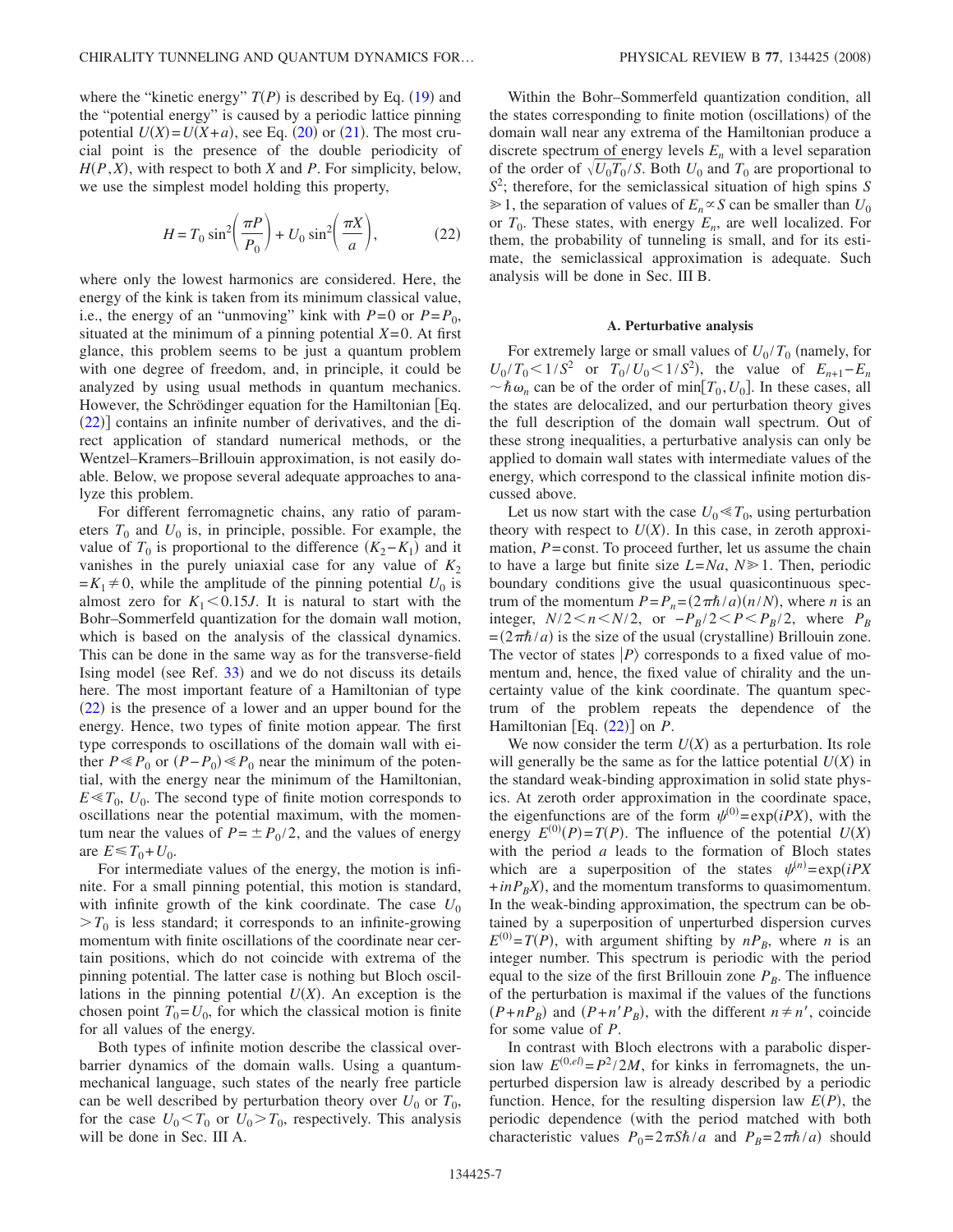where the "kinetic energy" $T(P)$ is described by Eq. (19) and the "potential energy" is caused by a periodic lattice pinning potential $U(X)=U(X+a)$, see Eq. (20) or (21). The most crucial point is the presence of the double periodicity of $H(P,X)$, with respect to both $X$ and $P$. For simplicity, below, we use the simplest model holding this property,

$$H = T_0 \sin^2\left(\frac{\pi P}{P_0}\right) + U_0 \sin^2\left(\frac{\pi X}{a}\right), \tag{22}$$

where only the lowest harmonics are considered. Here, the energy of the kink is taken from its minimum classical value, i.e., the energy of an "unmoving" kink with $P=0$ or $P=P_0$, situated at the minimum of a pinning potential $X=0$. At first glance, this problem seems to be just a quantum problem with one degree of freedom, and, in principle, it could be analyzed by using usual methods in quantum mechanics. However, the Schrödinger equation for the Hamiltonian [Eq. (22)] contains an infinite number of derivatives, and the direct application of standard numerical methods, or the Wentzel–Kramers–Brillouin approximation, is not easily doable. Below, we propose several adequate approaches to analyze this problem.

For different ferromagnetic chains, any ratio of parameters $T_0$ and $U_0$ is, in principle, possible. For example, the value of $T_0$ is proportional to the difference $(K_2-K_1)$ and it vanishes in the purely uniaxial case for any value of $K_2=K_1\neq 0$, while the amplitude of the pinning potential $U_0$ is almost zero for $K_1<0.15J$. It is natural to start with the Bohr–Sommerfeld quantization for the domain wall motion, which is based on the analysis of the classical dynamics. This can be done in the same way as for the transverse-field Ising model (see Ref. 33) and we do not discuss its details here. The most important feature of a Hamiltonian of type (22) is the presence of a lower and an upper bound for the energy. Hence, two types of finite motion appear. The first type corresponds to oscillations of the domain wall with either $P\ll P_0$ or $(P-P_0)\ll P_0$ near the minimum of the potential, with the energy near the minimum of the Hamiltonian, $E\ll T_0$, $U_0$. The second type of finite motion corresponds to oscillations near the potential maximum, with the momentum near the values of $P=\pm P_0/2$, and the values of energy are $E\leqslant T_0+U_0$.

For intermediate values of the energy, the motion is infinite. For a small pinning potential, this motion is standard, with infinite growth of the kink coordinate. The case $U_0>T_0$ is less standard; it corresponds to an infinite-growing momentum with finite oscillations of the coordinate near certain positions, which do not coincide with extrema of the pinning potential. The latter case is nothing but Bloch oscillations in the pinning potential $U(X)$. An exception is the chosen point $T_0=U_0$, for which the classical motion is finite for all values of the energy.

Both types of infinite motion describe the classical over-barrier dynamics of the domain walls. Using a quantum-mechanical language, such states of the nearly free particle can be well described by perturbation theory over $U_0$ or $T_0$, for the case $U_0<T_0$ or $U_0>T_0$, respectively. This analysis will be done in Sec. III A.

Within the Bohr–Sommerfeld quantization condition, all the states corresponding to finite motion (oscillations) of the domain wall near any extrema of the Hamiltonian produce a discrete spectrum of energy levels $E_n$ with a level separation of the order of $\sqrt{U_0T_0}/S$. Both $U_0$ and $T_0$ are proportional to $S^2$; therefore, for the semiclassical situation of high spins $S\gg 1$, the separation of values of $E_n\propto S$ can be smaller than $U_0$ or $T_0$. These states, with energy $E_n$, are well localized. For them, the probability of tunneling is small, and for its estimate, the semiclassical approximation is adequate. Such analysis will be done in Sec. III B.

### A. Perturbative analysis

For extremely large or small values of $U_0/T_0$ (namely, for $U_0/T_0<1/S^2$ or $T_0/U_0<1/S^2$), the value of $E_{n+1}-E_n\sim\hbar\omega_n$ can be of the order of $\min[T_0,U_0]$. In these cases, all the states are delocalized, and our perturbation theory gives the full description of the domain wall spectrum. Out of these strong inequalities, a perturbative analysis can only be applied to domain wall states with intermediate values of the energy, which correspond to the classical infinite motion discussed above.

Let us now start with the case $U_0\ll T_0$, using perturbation theory with respect to $U(X)$. In this case, in zeroth approximation, $P=\text{const}$. To proceed further, let us assume the chain to have a large but finite size $L=Na$, $N\gg 1$. Then, periodic boundary conditions give the usual quasicontinuous spectrum of the momentum $P=P_n=(2\pi\hbar/a)(n/N)$, where $n$ is an integer, $N/2<n<N/2$, or $-P_B/2<P<P_B/2$, where $P_B=(2\pi\hbar/a)$ is the size of the usual (crystalline) Brillouin zone. The vector of states $|P\rangle$ corresponds to a fixed value of momentum and, hence, the fixed value of chirality and the uncertainty value of the kink coordinate. The quantum spectrum of the problem repeats the dependence of the Hamiltonian [Eq. (22)] on $P$.

We now consider the term $U(X)$ as a perturbation. Its role will generally be the same as for the lattice potential $U(X)$ in the standard weak-binding approximation in solid state physics. At zeroth order approximation in the coordinate space, the eigenfunctions are of the form $\psi^{(0)}=\exp(iPX)$, with the energy $E^{(0)}(P)=T(P)$. The influence of the potential $U(X)$ with the period $a$ leads to the formation of Bloch states which are a superposition of the states $\psi^{(n)}=\exp(iPX+inP_BX)$, and the momentum transforms to quasimomentum. In the weak-binding approximation, the spectrum can be obtained by a superposition of unperturbed dispersion curves $E^{(0)}=T(P)$, with argument shifting by $nP_B$, where $n$ is an integer number. This spectrum is periodic with the period equal to the size of the first Brillouin zone $P_B$. The influence of the perturbation is maximal if the values of the functions $(P+nP_B)$ and $(P+n'P_B)$, with the different $n\neq n'$, coincide for some value of $P$.

In contrast with Bloch electrons with a parabolic dispersion law $E^{(0,el)}=P^2/2M$, for kinks in ferromagnets, the unperturbed dispersion law is already described by a periodic function. Hence, for the resulting dispersion law $E(P)$, the periodic dependence (with the period matched with both characteristic values $P_0=2\pi S\hbar/a$ and $P_B=2\pi\hbar/a$) should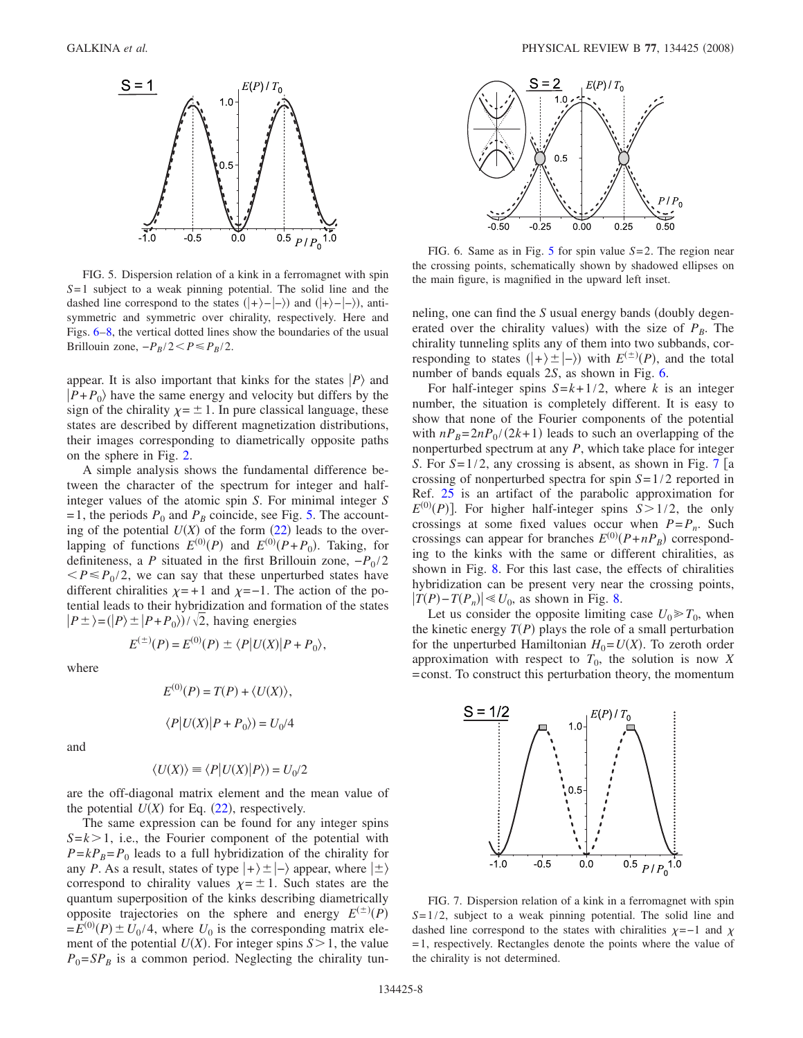FIG. 5. Dispersion relation of a kink in a ferromagnet with spin $S=1$ subject to a weak pinning potential. The solid line and the dashed line correspond to the states $(|+\rangle - |-\rangle)$ and $(|+\rangle - |-\rangle)$, antisymmetric and symmetric over chirality, respectively. Here and Figs. 6–8, the vertical dotted lines show the boundaries of the usual Brillouin zone, $-P_B/2 < P \leq P_B/2$.

appear. It is also important that kinks for the states $|P\rangle$ and $|P+P_0\rangle$ have the same energy and velocity but differs by the sign of the chirality $\chi = \pm 1$. In pure classical language, these states are described by different magnetization distributions, their images corresponding to diametrically opposite paths on the sphere in Fig. 2.

A simple analysis shows the fundamental difference between the character of the spectrum for integer and half-integer values of the atomic spin $S$. For minimal integer $S=1$, the periods $P_0$ and $P_B$ coincide, see Fig. 5. The accounting of the potential $U(X)$ of the form (22) leads to the overlapping of functions $E^{(0)}(P)$ and $E^{(0)}(P+P_0)$. Taking, for definiteness, a $P$ situated in the first Brillouin zone, $-P_0/2 < P \leq P_0/2$, we can say that these unperturbed states have different chiralities $\chi = +1$ and $\chi = -1$. The action of the potential leads to their hybridization and formation of the states $|P\pm\rangle = (|P\rangle \pm |P+P_0\rangle)/\sqrt{2}$, having energies

$$E^{(\pm)}(P) = E^{(0)}(P) \pm \langle P|U(X)|P+P_0\rangle,$$

where

$$E^{(0)}(P) = T(P) + \langle U(X)\rangle,$$

$$\langle P|U(X)|P+P_0\rangle) = U_0/4$$

and

$$\langle U(X)\rangle \equiv \langle P|U(X)|P\rangle) = U_0/2$$

are the off-diagonal matrix element and the mean value of the potential $U(X)$ for Eq. (22), respectively.

The same expression can be found for any integer spins $S=k>1$, i.e., the Fourier component of the potential with $P=kP_B=P_0$ leads to a full hybridization of the chirality for any $P$. As a result, states of type $|+\rangle \pm |-\rangle$ appear, where $|\pm\rangle$ correspond to chirality values $\chi = \pm 1$. Such states are the quantum superposition of the kinks describing diametrically opposite trajectories on the sphere and energy $E^{(\pm)}(P) = E^{(0)}(P) \pm U_0/4$, where $U_0$ is the corresponding matrix element of the potential $U(X)$. For integer spins $S>1$, the value $P_0 = SP_B$ is a common period. Neglecting the chirality tunneling, one can find the $S$ usual energy bands (doubly degenerated over the chirality values) with the size of $P_B$. The chirality tunneling splits any of them into two subbands, corresponding to states $(|+\rangle \pm |-\rangle)$ with $E^{(\pm)}(P)$, and the total number of bands equals $2S$, as shown in Fig. 6.

FIG. 6. Same as in Fig. 5 for spin value $S=2$. The region near the crossing points, schematically shown by shadowed ellipses on the main figure, is magnified in the upward left inset.

For half-integer spins $S=k+1/2$, where $k$ is an integer number, the situation is completely different. It is easy to show that none of the Fourier components of the potential with $nP_B = 2nP_0/(2k+1)$ leads to such an overlapping of the nonperturbed spectrum at any $P$, which take place for integer $S$. For $S=1/2$, any crossing is absent, as shown in Fig. 7 [a crossing of nonperturbed spectra for spin $S=1/2$ reported in Ref. 25 is an artifact of the parabolic approximation for $E^{(0)}(P)$]. For higher half-integer spins $S>1/2$, the only crossings at some fixed values occur when $P=P_n$. Such crossings can appear for branches $E^{(0)}(P+nP_B)$ corresponding to the kinks with the same or different chiralities, as shown in Fig. 8. For this last case, the effects of chiralities hybridization can be present very near the crossing points, $|T(P)-T(P_n)| \ll U_0$, as shown in Fig. 8.

Let us consider the opposite limiting case $U_0 \gg T_0$, when the kinetic energy $T(P)$ plays the role of a small perturbation for the unperturbed Hamiltonian $H_0 = U(X)$. To zeroth order approximation with respect to $T_0$, the solution is now $X = \text{const}$. To construct this perturbation theory, the momentum

FIG. 7. Dispersion relation of a kink in a ferromagnet with spin $S=1/2$, subject to a weak pinning potential. The solid line and dashed line correspond to the states with chiralities $\chi=-1$ and $\chi=1$, respectively. Rectangles denote the points where the value of the chirality is not determined.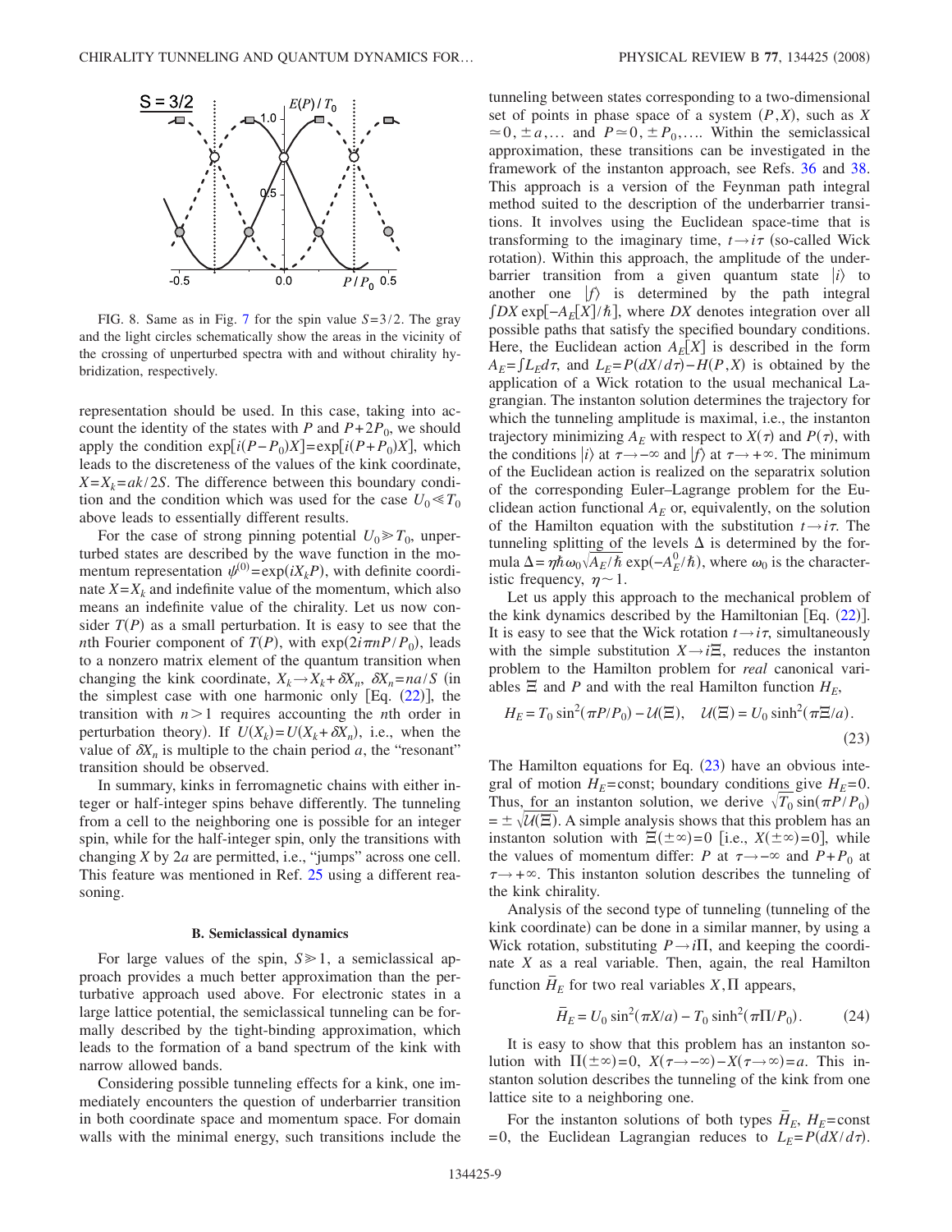FIG. 8. Same as in Fig. 7 for the spin value $S=3/2$. The gray and the light circles schematically show the areas in the vicinity of the crossing of unperturbed spectra with and without chirality hybridization, respectively.

representation should be used. In this case, taking into account the identity of the states with $P$ and $P+2P_0$, we should apply the condition $\exp[i(P-P_0)X]=\exp[i(P+P_0)X]$, which leads to the discreteness of the values of the kink coordinate, $X=X_k=ak/2S$. The difference between this boundary condition and the condition which was used for the case $U_0 \ll T_0$ above leads to essentially different results.

For the case of strong pinning potential $U_0 \gg T_0$, unperturbed states are described by the wave function in the momentum representation $\psi^{(0)}=\exp(iX_kP)$, with definite coordinate $X=X_k$ and indefinite value of the momentum, which also means an indefinite value of the chirality. Let us now consider $T(P)$ as a small perturbation. It is easy to see that the $n$th Fourier component of $T(P)$, with $\exp(2i\pi nP/P_0)$, leads to a nonzero matrix element of the quantum transition when changing the kink coordinate, $X_k \to X_k+\delta X_n$, $\delta X_n=na/S$ (in the simplest case with one harmonic only [Eq. (22)], the transition with $n>1$ requires accounting the $n$th order in perturbation theory). If $U(X_k)=U(X_k+\delta X_n)$, i.e., when the value of $\delta X_n$ is multiple to the chain period $a$, the "resonant" transition should be observed.

In summary, kinks in ferromagnetic chains with either integer or half-integer spins behave differently. The tunneling from a cell to the neighboring one is possible for an integer spin, while for the half-integer spin, only the transitions with changing $X$ by $2a$ are permitted, i.e., "jumps" across one cell. This feature was mentioned in Ref. 25 using a different reasoning.

### B. Semiclassical dynamics

For large values of the spin, $S \gg 1$, a semiclassical approach provides a much better approximation than the perturbative approach used above. For electronic states in a large lattice potential, the semiclassical tunneling can be formally described by the tight-binding approximation, which leads to the formation of a band spectrum of the kink with narrow allowed bands.

Considering possible tunneling effects for a kink, one immediately encounters the question of underbarrier transition in both coordinate space and momentum space. For domain walls with the minimal energy, such transitions include the tunneling between states corresponding to a two-dimensional set of points in phase space of a system $(P,X)$, such as $X \simeq 0, \pm a, \ldots$ and $P \simeq 0, \pm P_0, \ldots$. Within the semiclassical approximation, these transitions can be investigated in the framework of the instanton approach, see Refs. 36 and 38. This approach is a version of the Feynman path integral method suited to the description of the underbarrier transitions. It involves using the Euclidean space-time that is transforming to the imaginary time, $t \to i\tau$ (so-called Wick rotation). Within this approach, the amplitude of the underbarrier transition from a given quantum state $|i\rangle$ to another one $|f\rangle$ is determined by the path integral $\int DX \exp[-A_E[X]/\hbar]$, where $DX$ denotes integration over all possible paths that satisfy the specified boundary conditions. Here, the Euclidean action $A_E[X]$ is described in the form $A_E=\int L_E d\tau$, and $L_E=P(dX/d\tau)-H(P,X)$ is obtained by the application of a Wick rotation to the usual mechanical Lagrangian. The instanton solution determines the trajectory for which the tunneling amplitude is maximal, i.e., the instanton trajectory minimizing $A_E$ with respect to $X(\tau)$ and $P(\tau)$, with the conditions $|i\rangle$ at $\tau \to -\infty$ and $|f\rangle$ at $\tau \to +\infty$. The minimum of the Euclidean action is realized on the separatrix solution of the corresponding Euler–Lagrange problem for the Euclidean action functional $A_E$ or, equivalently, on the solution of the Hamilton equation with the substitution $t \to i\tau$. The tunneling splitting of the levels $\Delta$ is determined by the formula $\Delta = \eta\hbar\omega_0\sqrt{A_E/\hbar}\exp(-A_E^0/\hbar)$, where $\omega_0$ is the characteristic frequency, $\eta \sim 1$.

Let us apply this approach to the mechanical problem of the kink dynamics described by the Hamiltonian [Eq. (22)]. It is easy to see that the Wick rotation $t \to i\tau$, simultaneously with the simple substitution $X \to i\Xi$, reduces the instanton problem to the Hamilton problem for *real* canonical variables $\Xi$ and $P$ and with the real Hamilton function $H_E$,

$$H_E = T_0 \sin^2(\pi P/P_0) - \mathcal{U}(\Xi), \quad \mathcal{U}(\Xi) = U_0 \sinh^2(\pi\Xi/a). \tag{23}$$

The Hamilton equations for Eq. (23) have an obvious integral of motion $H_E=\text{const}$; boundary conditions give $H_E=0$. Thus, for an instanton solution, we derive $\sqrt{T_0}\sin(\pi P/P_0) = \pm\sqrt{\mathcal{U}(\Xi)}$. A simple analysis shows that this problem has an instanton solution with $\Xi(\pm\infty)=0$ [i.e., $X(\pm\infty)=0$], while the values of momentum differ: $P$ at $\tau \to -\infty$ and $P+P_0$ at $\tau \to +\infty$. This instanton solution describes the tunneling of the kink chirality.

Analysis of the second type of tunneling (tunneling of the kink coordinate) can be done in a similar manner, by using a Wick rotation, substituting $P \to i\Pi$, and keeping the coordinate $X$ as a real variable. Then, again, the real Hamilton function $\bar{H}_E$ for two real variables $X, \Pi$ appears,

$$\bar{H}_E = U_0 \sin^2(\pi X/a) - T_0 \sinh^2(\pi\Pi/P_0). \tag{24}$$

It is easy to show that this problem has an instanton solution with $\Pi(\pm\infty)=0$, $X(\tau \to -\infty) - X(\tau \to \infty) = a$. This instanton solution describes the tunneling of the kink from one lattice site to a neighboring one.

For the instanton solutions of both types $\bar{H}_E$, $H_E=\text{const}=0$, the Euclidean Lagrangian reduces to $L_E=P(dX/d\tau)$.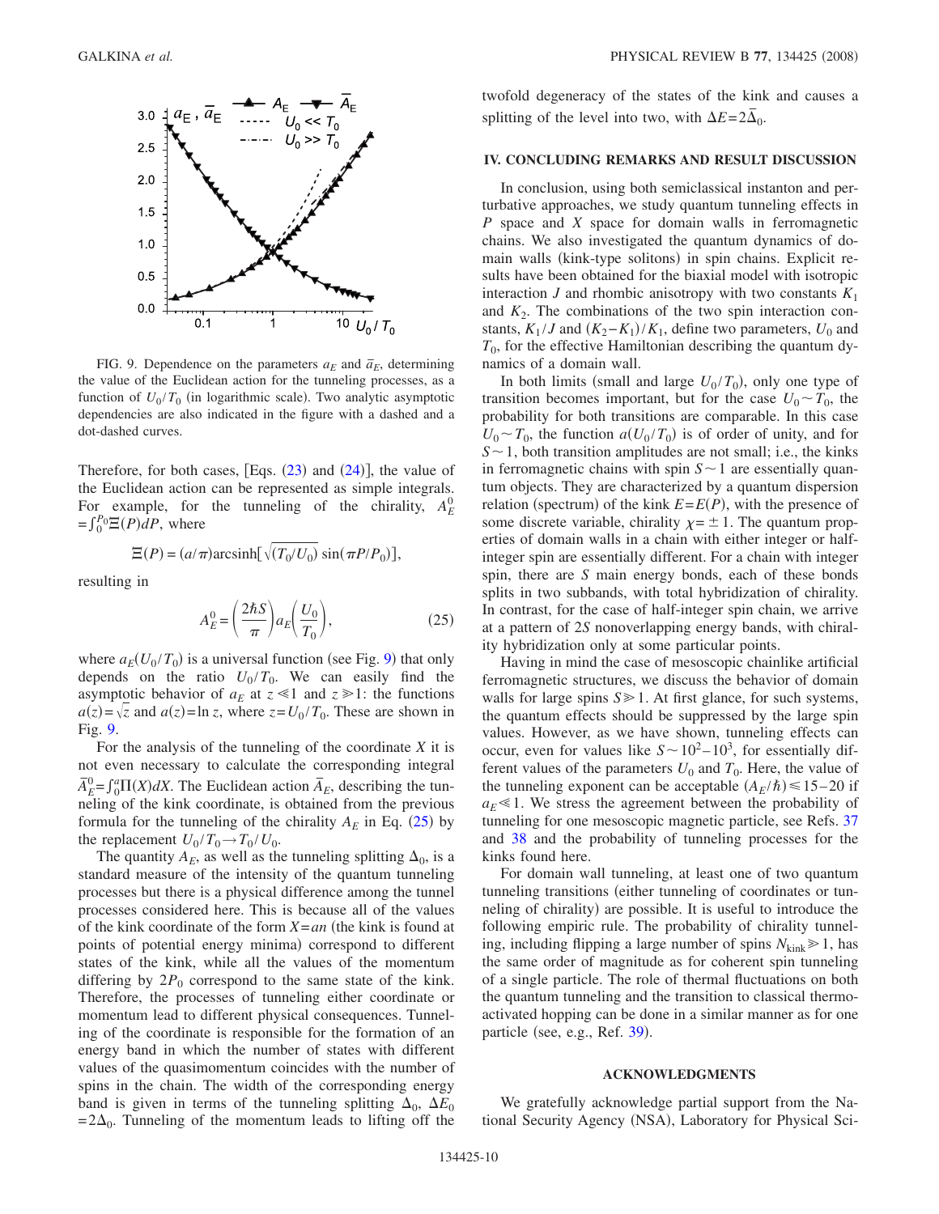FIG. 9. Dependence on the parameters $a_E$ and $\bar{a}_E$, determining the value of the Euclidean action for the tunneling processes, as a function of $U_0/T_0$ (in logarithmic scale). Two analytic asymptotic dependencies are also indicated in the figure with a dashed and a dot-dashed curves.

Therefore, for both cases, [Eqs. (23) and (24)], the value of the Euclidean action can be represented as simple integrals. For example, for the tunneling of the chirality, $A_E^0 = \int_0^{P_0} \Xi(P) dP$, where

$$\Xi(P) = (a/\pi)\text{arcsinh}[\sqrt{(T_0/U_0)}\,\sin(\pi P/P_0)],$$

resulting in

$$A_E^0 = \left(\frac{2\hbar S}{\pi}\right) a_E\left(\frac{U_0}{T_0}\right), \tag{25}$$

where $a_E(U_0/T_0)$ is a universal function (see Fig. 9) that only depends on the ratio $U_0/T_0$. We can easily find the asymptotic behavior of $a_E$ at $z \ll 1$ and $z \gg 1$: the functions $a(z) = \sqrt{z}$ and $a(z) = \ln z$, where $z = U_0/T_0$. These are shown in Fig. 9.

For the analysis of the tunneling of the coordinate $X$ it is not even necessary to calculate the corresponding integral $\bar{A}_E^0 = \int_0^a \Pi(X) dX$. The Euclidean action $\bar{A}_E$, describing the tunneling of the kink coordinate, is obtained from the previous formula for the tunneling of the chirality $A_E$ in Eq. (25) by the replacement $U_0/T_0 \to T_0/U_0$.

The quantity $A_E$, as well as the tunneling splitting $\Delta_0$, is a standard measure of the intensity of the quantum tunneling processes but there is a physical difference among the tunnel processes considered here. This is because all of the values of the kink coordinate of the form $X = an$ (the kink is found at points of potential energy minima) correspond to different states of the kink, while all the values of the momentum differing by $2P_0$ correspond to the same state of the kink. Therefore, the processes of tunneling either coordinate or momentum lead to different physical consequences. Tunneling of the coordinate is responsible for the formation of an energy band in which the number of states with different values of the quasimomentum coincides with the number of spins in the chain. The width of the corresponding energy band is given in terms of the tunneling splitting $\Delta_0$, $\Delta E_0 = 2\Delta_0$. Tunneling of the momentum leads to lifting off the twofold degeneracy of the states of the kink and causes a splitting of the level into two, with $\Delta E = 2\bar{\Delta}_0$.

## IV. CONCLUDING REMARKS AND RESULT DISCUSSION

In conclusion, using both semiclassical instanton and perturbative approaches, we study quantum tunneling effects in $P$ space and $X$ space for domain walls in ferromagnetic chains. We also investigated the quantum dynamics of domain walls (kink-type solitons) in spin chains. Explicit results have been obtained for the biaxial model with isotropic interaction $J$ and rhombic anisotropy with two constants $K_1$ and $K_2$. The combinations of the two spin interaction constants, $K_1/J$ and $(K_2 - K_1)/K_1$, define two parameters, $U_0$ and $T_0$, for the effective Hamiltonian describing the quantum dynamics of a domain wall.

In both limits (small and large $U_0/T_0$), only one type of transition becomes important, but for the case $U_0 \sim T_0$, the probability for both transitions are comparable. In this case $U_0 \sim T_0$, the function $a(U_0/T_0)$ is of order of unity, and for $S \sim 1$, both transition amplitudes are not small; i.e., the kinks in ferromagnetic chains with spin $S \sim 1$ are essentially quantum objects. They are characterized by a quantum dispersion relation (spectrum) of the kink $E = E(P)$, with the presence of some discrete variable, chirality $\chi = \pm 1$. The quantum properties of domain walls in a chain with either integer or half-integer spin are essentially different. For a chain with integer spin, there are $S$ main energy bonds, each of these bonds splits in two subbands, with total hybridization of chirality. In contrast, for the case of half-integer spin chain, we arrive at a pattern of $2S$ nonoverlapping energy bands, with chirality hybridization only at some particular points.

Having in mind the case of mesoscopic chainlike artificial ferromagnetic structures, we discuss the behavior of domain walls for large spins $S \gg 1$. At first glance, for such systems, the quantum effects should be suppressed by the large spin values. However, as we have shown, tunneling effects can occur, even for values like $S \sim 10^2 - 10^3$, for essentially different values of the parameters $U_0$ and $T_0$. Here, the value of the tunneling exponent can be acceptable $(A_E/\hbar) \leqslant 15-20$ if $a_E \ll 1$. We stress the agreement between the probability of tunneling for one mesoscopic magnetic particle, see Refs. 37 and 38 and the probability of tunneling processes for the kinks found here.

For domain wall tunneling, at least one of two quantum tunneling transitions (either tunneling of coordinates or tunneling of chirality) are possible. It is useful to introduce the following empiric rule. The probability of chirality tunneling, including flipping a large number of spins $N_{\text{kink}} \gg 1$, has the same order of magnitude as for coherent spin tunneling of a single particle. The role of thermal fluctuations on both the quantum tunneling and the transition to classical thermoactivated hopping can be done in a similar manner as for one particle (see, e.g., Ref. 39).

## ACKNOWLEDGMENTS

We gratefully acknowledge partial support from the National Security Agency (NSA), Laboratory for Physical Sci-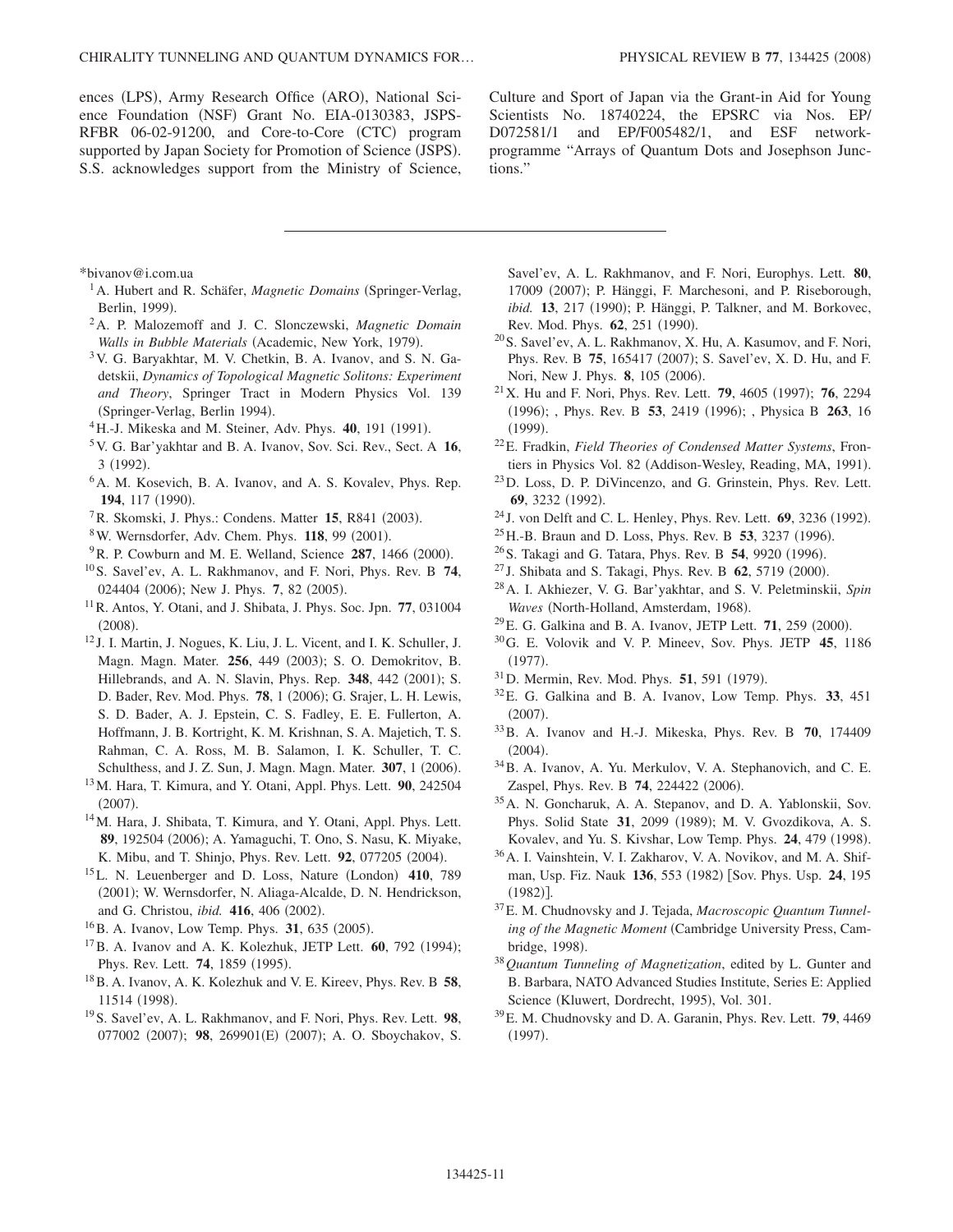ences (LPS), Army Research Office (ARO), National Science Foundation (NSF) Grant No. EIA-0130383, JSPS-RFBR 06-02-91200, and Core-to-Core (CTC) program supported by Japan Society for Promotion of Science (JSPS). S.S. acknowledges support from the Ministry of Science, Culture and Sport of Japan via the Grant-in Aid for Young Scientists No. 18740224, the EPSRC via Nos. EP/D072581/1 and EP/F005482/1, and ESF network-programme "Arrays of Quantum Dots and Josephson Junctions."

---

*bivanov@i.com.ua

[1] A. Hubert and R. Schäfer, *Magnetic Domains* (Springer-Verlag, Berlin, 1999).

[2] A. P. Malozemoff and J. C. Slonczewski, *Magnetic Domain Walls in Bubble Materials* (Academic, New York, 1979).

[3] V. G. Baryakhtar, M. V. Chetkin, B. A. Ivanov, and S. N. Gadetskii, *Dynamics of Topological Magnetic Solitons: Experiment and Theory*, Springer Tract in Modern Physics Vol. 139 (Springer-Verlag, Berlin 1994).

[4] H.-J. Mikeska and M. Steiner, Adv. Phys. **40**, 191 (1991).

[5] V. G. Bar'yakhtar and B. A. Ivanov, Sov. Sci. Rev., Sect. A **16**, 3 (1992).

[6] A. M. Kosevich, B. A. Ivanov, and A. S. Kovalev, Phys. Rep. **194**, 117 (1990).

[7] R. Skomski, J. Phys.: Condens. Matter **15**, R841 (2003).

[8] W. Wernsdorfer, Adv. Chem. Phys. **118**, 99 (2001).

[9] R. P. Cowburn and M. E. Welland, Science **287**, 1466 (2000).

[10] S. Savel'ev, A. L. Rakhmanov, and F. Nori, Phys. Rev. B **74**, 024404 (2006); New J. Phys. **7**, 82 (2005).

[11] R. Antos, Y. Otani, and J. Shibata, J. Phys. Soc. Jpn. **77**, 031004 (2008).

[12] J. I. Martin, J. Nogues, K. Liu, J. L. Vicent, and I. K. Schuller, J. Magn. Magn. Mater. **256**, 449 (2003); S. O. Demokritov, B. Hillebrands, and A. N. Slavin, Phys. Rep. **348**, 442 (2001); S. D. Bader, Rev. Mod. Phys. **78**, 1 (2006); G. Srajer, L. H. Lewis, S. D. Bader, A. J. Epstein, C. S. Fadley, E. E. Fullerton, A. Hoffmann, J. B. Kortright, K. M. Krishnan, S. A. Majetich, T. S. Rahman, C. A. Ross, M. B. Salamon, I. K. Schuller, T. C. Schulthess, and J. Z. Sun, J. Magn. Magn. Mater. **307**, 1 (2006).

[13] M. Hara, T. Kimura, and Y. Otani, Appl. Phys. Lett. **90**, 242504 (2007).

[14] M. Hara, J. Shibata, T. Kimura, and Y. Otani, Appl. Phys. Lett. **89**, 192504 (2006); A. Yamaguchi, T. Ono, S. Nasu, K. Miyake, K. Mibu, and T. Shinjo, Phys. Rev. Lett. **92**, 077205 (2004).

[15] L. N. Leuenberger and D. Loss, Nature (London) **410**, 789 (2001); W. Wernsdorfer, N. Aliaga-Alcalde, D. N. Hendrickson, and G. Christou, *ibid.* **416**, 406 (2002).

[16] B. A. Ivanov, Low Temp. Phys. **31**, 635 (2005).

[17] B. A. Ivanov and A. K. Kolezhuk, JETP Lett. **60**, 792 (1994); Phys. Rev. Lett. **74**, 1859 (1995).

[18] B. A. Ivanov, A. K. Kolezhuk and V. E. Kireev, Phys. Rev. B **58**, 11514 (1998).

[19] S. Savel'ev, A. L. Rakhmanov, and F. Nori, Phys. Rev. Lett. **98**, 077002 (2007); **98**, 269901(E) (2007); A. O. Sboychakov, S. Savel'ev, A. L. Rakhmanov, and F. Nori, Europhys. Lett. **80**, 17009 (2007); P. Hänggi, F. Marchesoni, and P. Riseborough, *ibid.* **13**, 217 (1990); P. Hänggi, P. Talkner, and M. Borkovec, Rev. Mod. Phys. **62**, 251 (1990).

[20] S. Savel'ev, A. L. Rakhmanov, X. Hu, A. Kasumov, and F. Nori, Phys. Rev. B **75**, 165417 (2007); S. Savel'ev, X. D. Hu, and F. Nori, New J. Phys. **8**, 105 (2006).

[21] X. Hu and F. Nori, Phys. Rev. Lett. **79**, 4605 (1997); **76**, 2294 (1996); , Phys. Rev. B **53**, 2419 (1996); , Physica B **263**, 16 (1999).

[22] E. Fradkin, *Field Theories of Condensed Matter Systems*, Frontiers in Physics Vol. 82 (Addison-Wesley, Reading, MA, 1991).

[23] D. Loss, D. P. DiVincenzo, and G. Grinstein, Phys. Rev. Lett. **69**, 3232 (1992).

[24] J. von Delft and C. L. Henley, Phys. Rev. Lett. **69**, 3236 (1992).

[25] H.-B. Braun and D. Loss, Phys. Rev. B **53**, 3237 (1996).

[26] S. Takagi and G. Tatara, Phys. Rev. B **54**, 9920 (1996).

[27] J. Shibata and S. Takagi, Phys. Rev. B **62**, 5719 (2000).

[28] A. I. Akhiezer, V. G. Bar'yakhtar, and S. V. Peletminskii, *Spin Waves* (North-Holland, Amsterdam, 1968).

[29] E. G. Galkina and B. A. Ivanov, JETP Lett. **71**, 259 (2000).

[30] G. E. Volovik and V. P. Mineev, Sov. Phys. JETP **45**, 1186 (1977).

[31] D. Mermin, Rev. Mod. Phys. **51**, 591 (1979).

[32] E. G. Galkina and B. A. Ivanov, Low Temp. Phys. **33**, 451 (2007).

[33] B. A. Ivanov and H.-J. Mikeska, Phys. Rev. B **70**, 174409 (2004).

[34] B. A. Ivanov, A. Yu. Merkulov, V. A. Stephanovich, and C. E. Zaspel, Phys. Rev. B **74**, 224422 (2006).

[35] A. N. Goncharuk, A. A. Stepanov, and D. A. Yablonskii, Sov. Phys. Solid State **31**, 2099 (1989); M. V. Gvozdikova, A. S. Kovalev, and Yu. S. Kivshar, Low Temp. Phys. **24**, 479 (1998).

[36] A. I. Vainshtein, V. I. Zakharov, V. A. Novikov, and M. A. Shifman, Usp. Fiz. Nauk **136**, 553 (1982) [Sov. Phys. Usp. **24**, 195 (1982)].

[37] E. M. Chudnovsky and J. Tejada, *Macroscopic Quantum Tunneling of the Magnetic Moment* (Cambridge University Press, Cambridge, 1998).

[38] *Quantum Tunneling of Magnetization*, edited by L. Gunter and B. Barbara, NATO Advanced Studies Institute, Series E: Applied Science (Kluwert, Dordrecht, 1995), Vol. 301.

[39] E. M. Chudnovsky and D. A. Garanin, Phys. Rev. Lett. **79**, 4469 (1997).